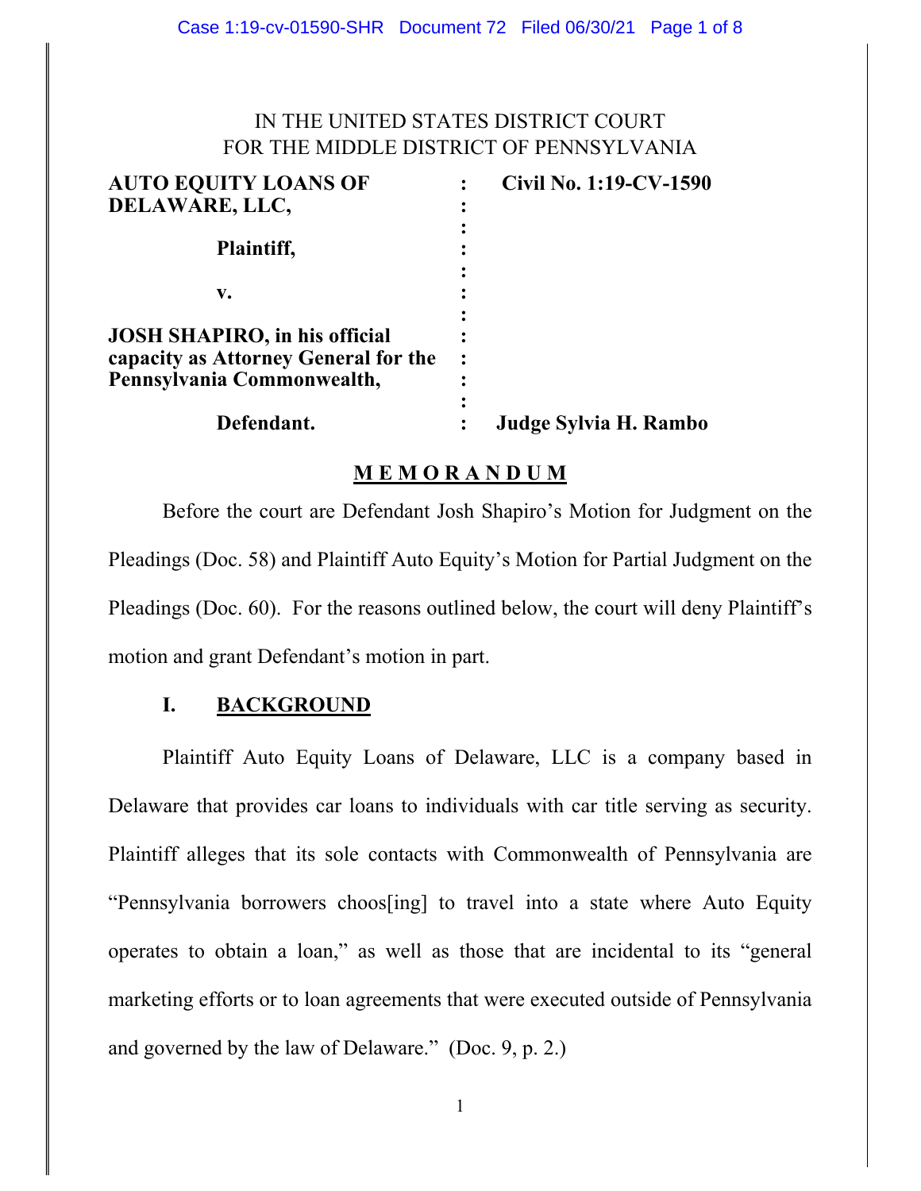IN THE UNITED STATES DISTRICT COURT
FOR THE MIDDLE DISTRICT OF PENNSYLVANIA

| | | |
|---|---|---|
| **AUTO EQUITY LOANS OF DELAWARE, LLC,** | : | **Civil No. 1:19-CV-1590** |
| **Plaintiff,** | : | |
| **v.** | : | |
| **JOSH SHAPIRO, in his official capacity as Attorney General for the Pennsylvania Commonwealth,** | : | |
| **Defendant.** | : | **Judge Sylvia H. Rambo** |

## M E M O R A N D U M

Before the court are Defendant Josh Shapiro's Motion for Judgment on the Pleadings (Doc. 58) and Plaintiff Auto Equity's Motion for Partial Judgment on the Pleadings (Doc. 60). For the reasons outlined below, the court will deny Plaintiff's motion and grant Defendant's motion in part.

### I. BACKGROUND

Plaintiff Auto Equity Loans of Delaware, LLC is a company based in Delaware that provides car loans to individuals with car title serving as security. Plaintiff alleges that its sole contacts with Commonwealth of Pennsylvania are "Pennsylvania borrowers choos[ing] to travel into a state where Auto Equity operates to obtain a loan," as well as those that are incidental to its "general marketing efforts or to loan agreements that were executed outside of Pennsylvania and governed by the law of Delaware." (Doc. 9, p. 2.)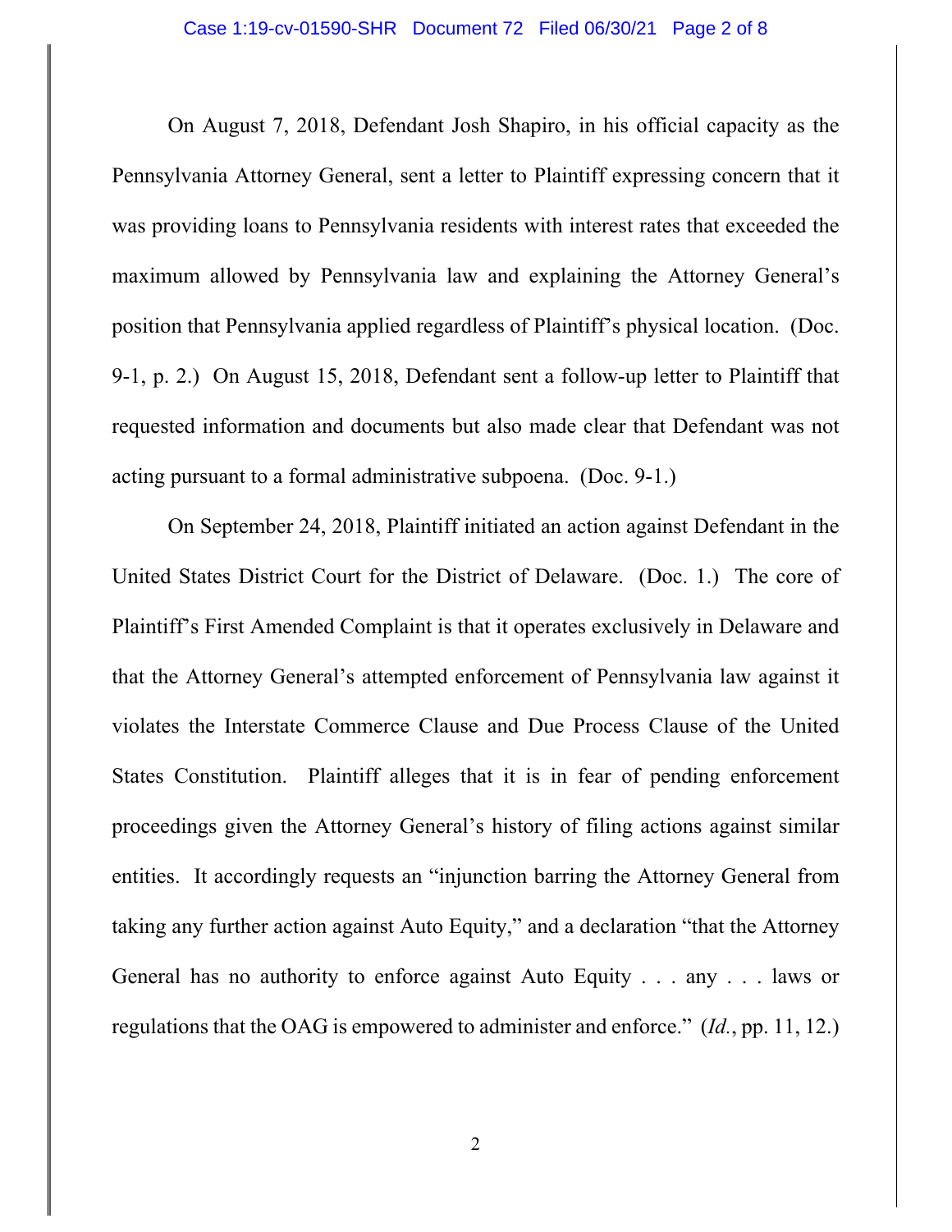On August 7, 2018, Defendant Josh Shapiro, in his official capacity as the Pennsylvania Attorney General, sent a letter to Plaintiff expressing concern that it was providing loans to Pennsylvania residents with interest rates that exceeded the maximum allowed by Pennsylvania law and explaining the Attorney General's position that Pennsylvania applied regardless of Plaintiff's physical location. (Doc. 9-1, p. 2.) On August 15, 2018, Defendant sent a follow-up letter to Plaintiff that requested information and documents but also made clear that Defendant was not acting pursuant to a formal administrative subpoena. (Doc. 9-1.)

On September 24, 2018, Plaintiff initiated an action against Defendant in the United States District Court for the District of Delaware. (Doc. 1.) The core of Plaintiff's First Amended Complaint is that it operates exclusively in Delaware and that the Attorney General's attempted enforcement of Pennsylvania law against it violates the Interstate Commerce Clause and Due Process Clause of the United States Constitution. Plaintiff alleges that it is in fear of pending enforcement proceedings given the Attorney General's history of filing actions against similar entities. It accordingly requests an "injunction barring the Attorney General from taking any further action against Auto Equity," and a declaration "that the Attorney General has no authority to enforce against Auto Equity . . . any . . . laws or regulations that the OAG is empowered to administer and enforce." (*Id.*, pp. 11, 12.)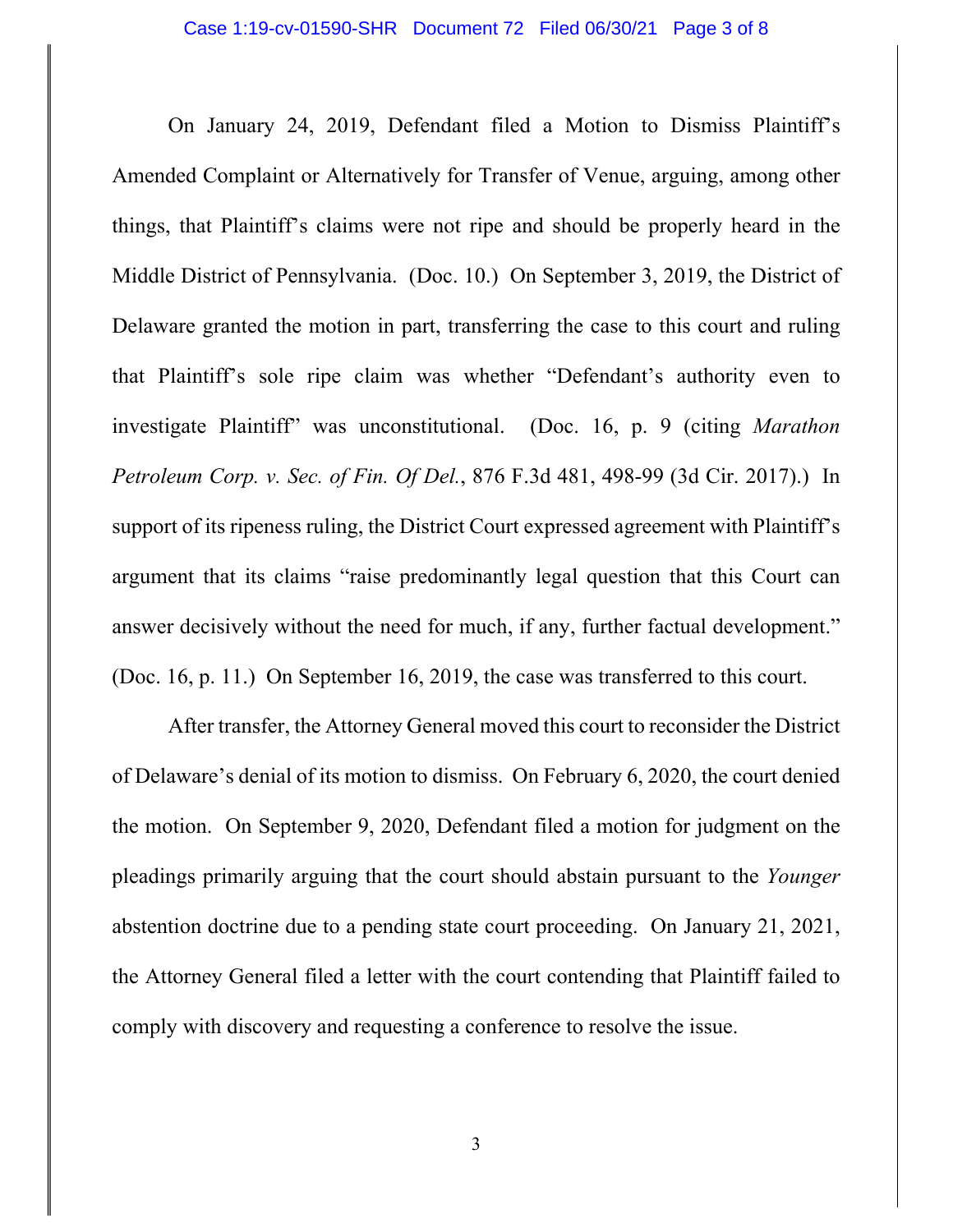On January 24, 2019, Defendant filed a Motion to Dismiss Plaintiff's Amended Complaint or Alternatively for Transfer of Venue, arguing, among other things, that Plaintiff's claims were not ripe and should be properly heard in the Middle District of Pennsylvania. (Doc. 10.) On September 3, 2019, the District of Delaware granted the motion in part, transferring the case to this court and ruling that Plaintiff's sole ripe claim was whether "Defendant's authority even to investigate Plaintiff" was unconstitutional. (Doc. 16, p. 9 (citing *Marathon Petroleum Corp. v. Sec. of Fin. Of Del.*, 876 F.3d 481, 498-99 (3d Cir. 2017).) In support of its ripeness ruling, the District Court expressed agreement with Plaintiff's argument that its claims "raise predominantly legal question that this Court can answer decisively without the need for much, if any, further factual development." (Doc. 16, p. 11.) On September 16, 2019, the case was transferred to this court.

After transfer, the Attorney General moved this court to reconsider the District of Delaware's denial of its motion to dismiss. On February 6, 2020, the court denied the motion. On September 9, 2020, Defendant filed a motion for judgment on the pleadings primarily arguing that the court should abstain pursuant to the *Younger* abstention doctrine due to a pending state court proceeding. On January 21, 2021, the Attorney General filed a letter with the court contending that Plaintiff failed to comply with discovery and requesting a conference to resolve the issue.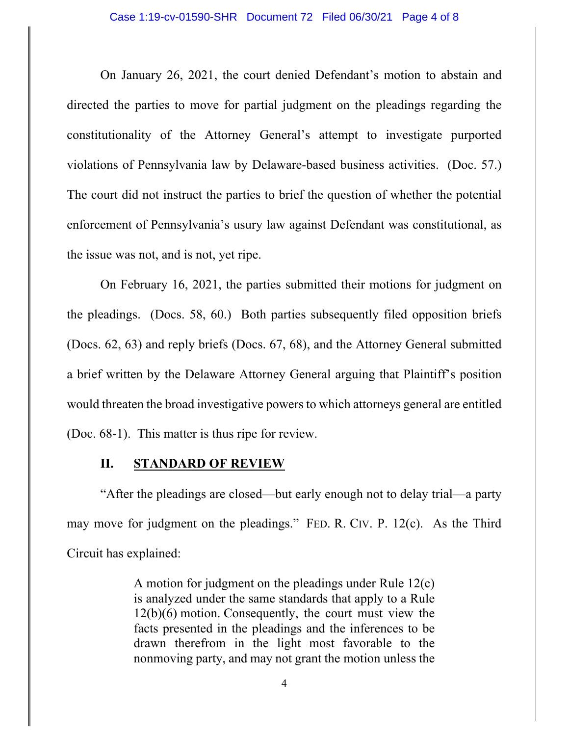On January 26, 2021, the court denied Defendant's motion to abstain and directed the parties to move for partial judgment on the pleadings regarding the constitutionality of the Attorney General's attempt to investigate purported violations of Pennsylvania law by Delaware-based business activities. (Doc. 57.) The court did not instruct the parties to brief the question of whether the potential enforcement of Pennsylvania's usury law against Defendant was constitutional, as the issue was not, and is not, yet ripe.

On February 16, 2021, the parties submitted their motions for judgment on the pleadings. (Docs. 58, 60.) Both parties subsequently filed opposition briefs (Docs. 62, 63) and reply briefs (Docs. 67, 68), and the Attorney General submitted a brief written by the Delaware Attorney General arguing that Plaintiff's position would threaten the broad investigative powers to which attorneys general are entitled (Doc. 68-1). This matter is thus ripe for review.

## II. STANDARD OF REVIEW

"After the pleadings are closed—but early enough not to delay trial—a party may move for judgment on the pleadings." FED. R. CIV. P. 12(c). As the Third Circuit has explained:

> A motion for judgment on the pleadings under Rule 12(c) is analyzed under the same standards that apply to a Rule 12(b)(6) motion. Consequently, the court must view the facts presented in the pleadings and the inferences to be drawn therefrom in the light most favorable to the nonmoving party, and may not grant the motion unless the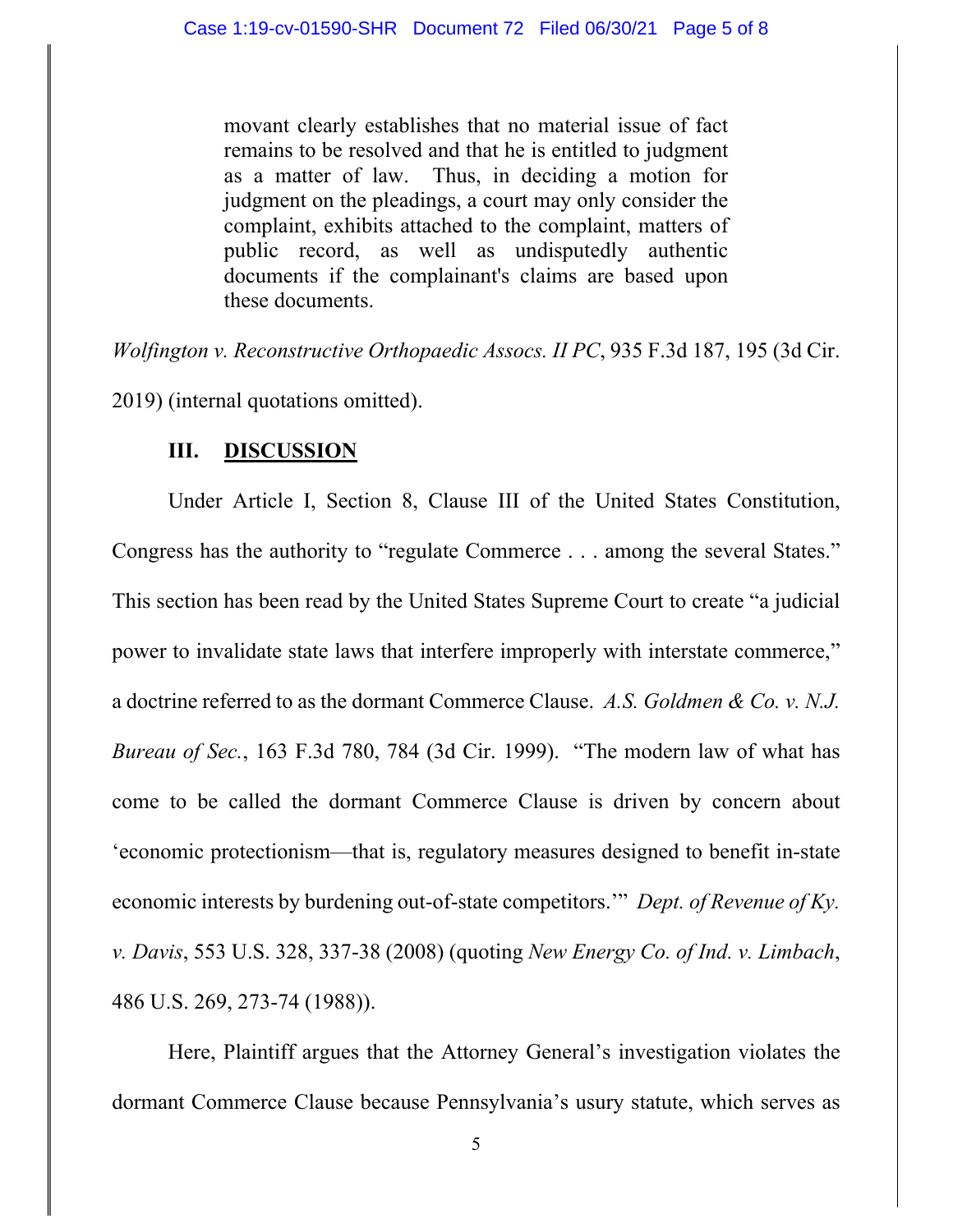> movant clearly establishes that no material issue of fact remains to be resolved and that he is entitled to judgment as a matter of law. Thus, in deciding a motion for judgment on the pleadings, a court may only consider the complaint, exhibits attached to the complaint, matters of public record, as well as undisputedly authentic documents if the complainant's claims are based upon these documents.

*Wolfington v. Reconstructive Orthopaedic Assocs. II PC*, 935 F.3d 187, 195 (3d Cir. 2019) (internal quotations omitted).

## III. DISCUSSION

Under Article I, Section 8, Clause III of the United States Constitution, Congress has the authority to "regulate Commerce . . . among the several States." This section has been read by the United States Supreme Court to create "a judicial power to invalidate state laws that interfere improperly with interstate commerce," a doctrine referred to as the dormant Commerce Clause. *A.S. Goldmen & Co. v. N.J. Bureau of Sec.*, 163 F.3d 780, 784 (3d Cir. 1999). "The modern law of what has come to be called the dormant Commerce Clause is driven by concern about 'economic protectionism—that is, regulatory measures designed to benefit in-state economic interests by burdening out-of-state competitors.'" *Dept. of Revenue of Ky. v. Davis*, 553 U.S. 328, 337-38 (2008) (quoting *New Energy Co. of Ind. v. Limbach*, 486 U.S. 269, 273-74 (1988)).

Here, Plaintiff argues that the Attorney General's investigation violates the dormant Commerce Clause because Pennsylvania's usury statute, which serves as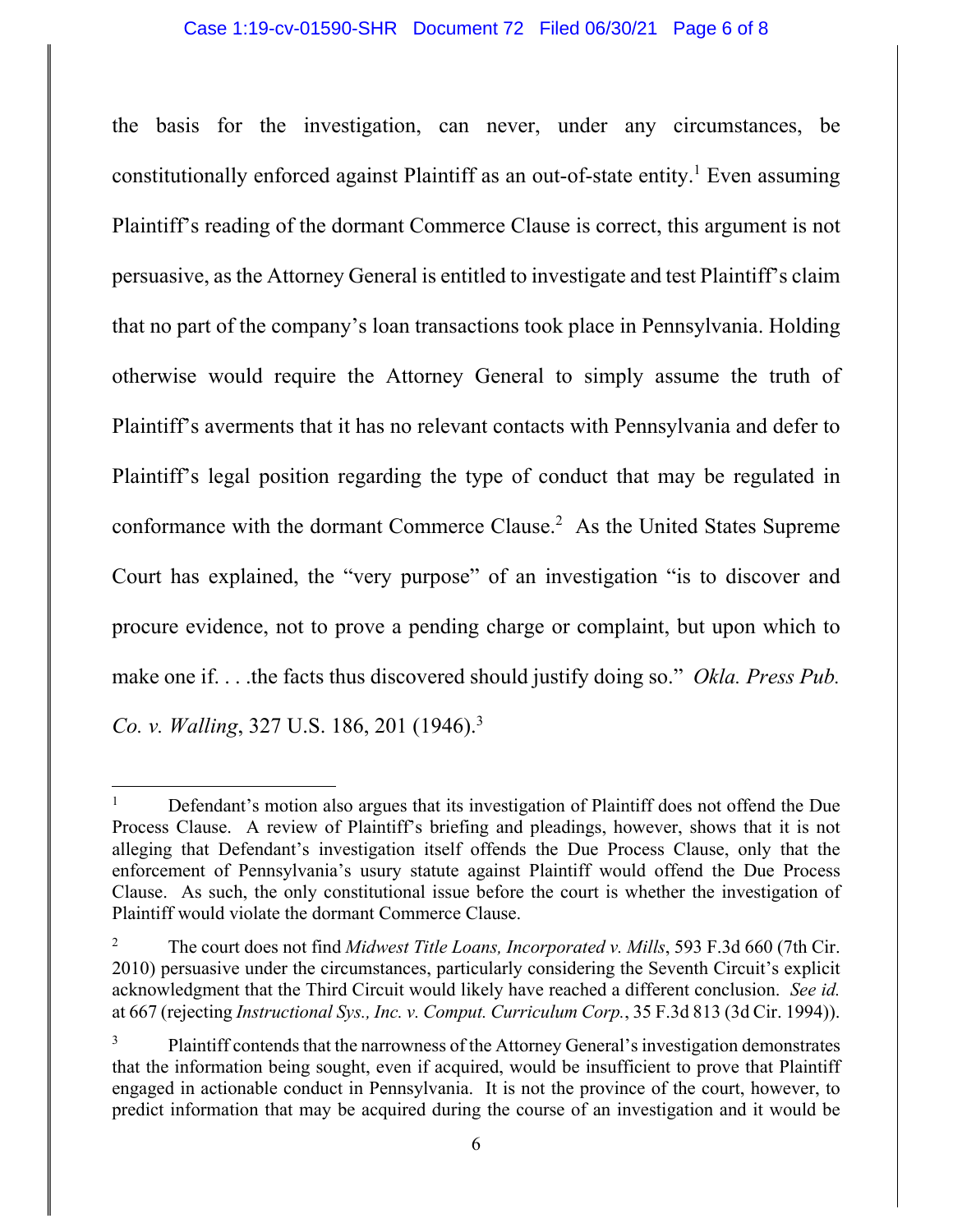the basis for the investigation, can never, under any circumstances, be constitutionally enforced against Plaintiff as an out-of-state entity.[1] Even assuming Plaintiff's reading of the dormant Commerce Clause is correct, this argument is not persuasive, as the Attorney General is entitled to investigate and test Plaintiff's claim that no part of the company's loan transactions took place in Pennsylvania. Holding otherwise would require the Attorney General to simply assume the truth of Plaintiff's averments that it has no relevant contacts with Pennsylvania and defer to Plaintiff's legal position regarding the type of conduct that may be regulated in conformance with the dormant Commerce Clause.[2] As the United States Supreme Court has explained, the "very purpose" of an investigation "is to discover and procure evidence, not to prove a pending charge or complaint, but upon which to make one if. . . .the facts thus discovered should justify doing so." *Okla. Press Pub. Co. v. Walling*, 327 U.S. 186, 201 (1946).[3]

---

[1] Defendant's motion also argues that its investigation of Plaintiff does not offend the Due Process Clause. A review of Plaintiff's briefing and pleadings, however, shows that it is not alleging that Defendant's investigation itself offends the Due Process Clause, only that the enforcement of Pennsylvania's usury statute against Plaintiff would offend the Due Process Clause. As such, the only constitutional issue before the court is whether the investigation of Plaintiff would violate the dormant Commerce Clause.

[2] The court does not find *Midwest Title Loans, Incorporated v. Mills*, 593 F.3d 660 (7th Cir. 2010) persuasive under the circumstances, particularly considering the Seventh Circuit's explicit acknowledgment that the Third Circuit would likely have reached a different conclusion. *See id.* at 667 (rejecting *Instructional Sys., Inc. v. Comput. Curriculum Corp.*, 35 F.3d 813 (3d Cir. 1994)).

[3] Plaintiff contends that the narrowness of the Attorney General's investigation demonstrates that the information being sought, even if acquired, would be insufficient to prove that Plaintiff engaged in actionable conduct in Pennsylvania. It is not the province of the court, however, to predict information that may be acquired during the course of an investigation and it would be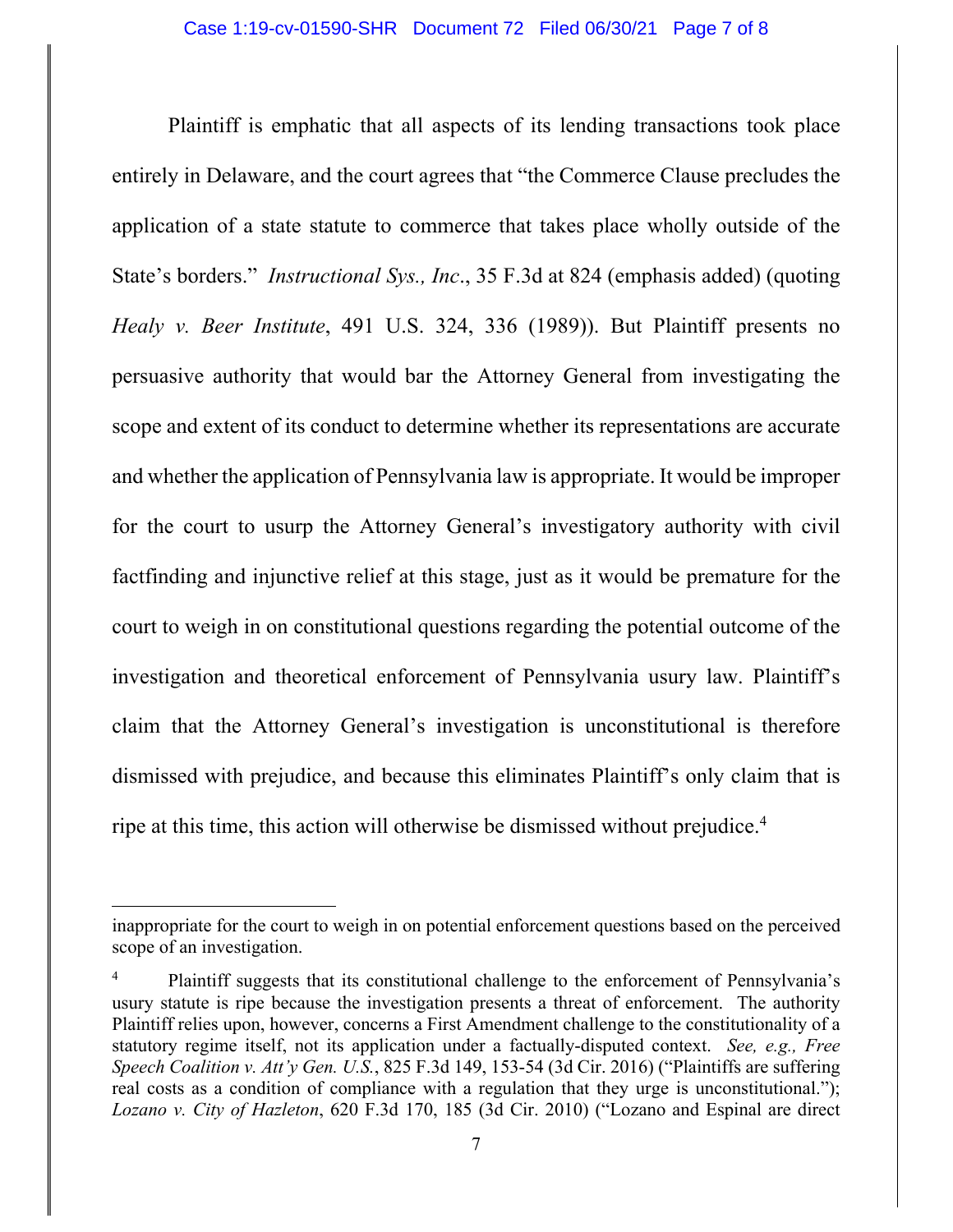Plaintiff is emphatic that all aspects of its lending transactions took place entirely in Delaware, and the court agrees that "the Commerce Clause precludes the application of a state statute to commerce that takes place wholly outside of the State's borders." *Instructional Sys., Inc*., 35 F.3d at 824 (emphasis added) (quoting *Healy v. Beer Institute*, 491 U.S. 324, 336 (1989)). But Plaintiff presents no persuasive authority that would bar the Attorney General from investigating the scope and extent of its conduct to determine whether its representations are accurate and whether the application of Pennsylvania law is appropriate. It would be improper for the court to usurp the Attorney General's investigatory authority with civil factfinding and injunctive relief at this stage, just as it would be premature for the court to weigh in on constitutional questions regarding the potential outcome of the investigation and theoretical enforcement of Pennsylvania usury law. Plaintiff's claim that the Attorney General's investigation is unconstitutional is therefore dismissed with prejudice, and because this eliminates Plaintiff's only claim that is ripe at this time, this action will otherwise be dismissed without prejudice.[4]

---

inappropriate for the court to weigh in on potential enforcement questions based on the perceived scope of an investigation.

[4] Plaintiff suggests that its constitutional challenge to the enforcement of Pennsylvania's usury statute is ripe because the investigation presents a threat of enforcement. The authority Plaintiff relies upon, however, concerns a First Amendment challenge to the constitutionality of a statutory regime itself, not its application under a factually-disputed context. *See, e.g., Free Speech Coalition v. Att'y Gen. U.S.*, 825 F.3d 149, 153-54 (3d Cir. 2016) ("Plaintiffs are suffering real costs as a condition of compliance with a regulation that they urge is unconstitutional."); *Lozano v. City of Hazleton*, 620 F.3d 170, 185 (3d Cir. 2010) ("Lozano and Espinal are direct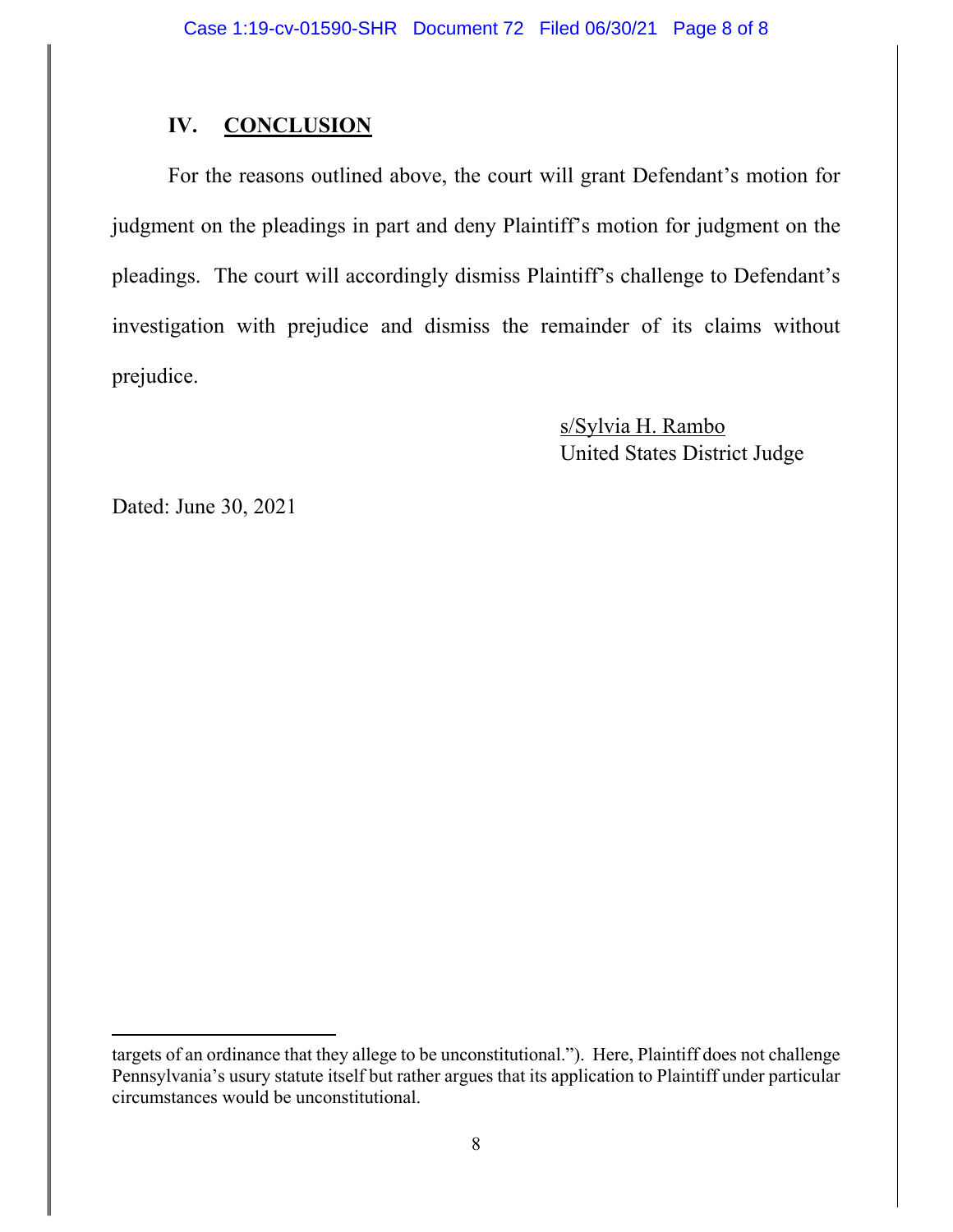## IV. CONCLUSION

For the reasons outlined above, the court will grant Defendant's motion for judgment on the pleadings in part and deny Plaintiff's motion for judgment on the pleadings. The court will accordingly dismiss Plaintiff's challenge to Defendant's investigation with prejudice and dismiss the remainder of its claims without prejudice.

s/Sylvia H. Rambo
United States District Judge

Dated: June 30, 2021

---

targets of an ordinance that they allege to be unconstitutional."). Here, Plaintiff does not challenge Pennsylvania's usury statute itself but rather argues that its application to Plaintiff under particular circumstances would be unconstitutional.